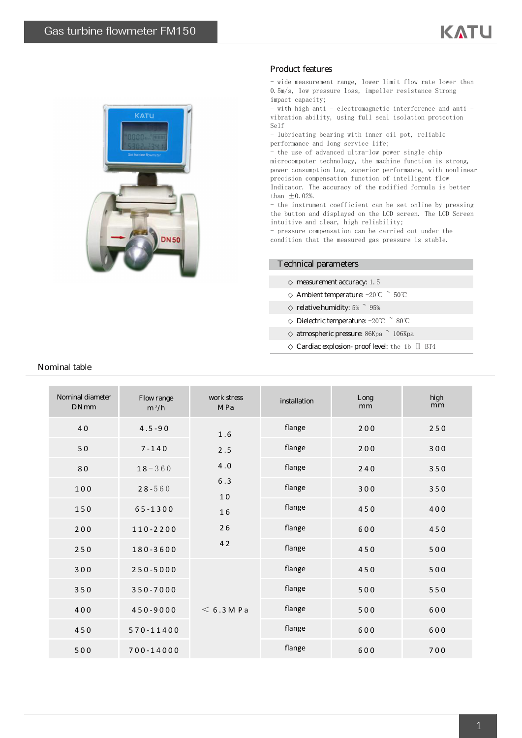# Gas turbine flowmeter FM150

KATU

## Product features

- wide measurement range, lower limit flow rate lower than 0.5m/s, low pressure loss, impeller resistance Strong impact capacity;
- with high anti - electromagnetic interference and anti - vibration ability, using full seal isolation protection Self
- lubricating bearing with inner oil pot, reliable performance and long service life;
- the use of advanced ultra-low power single chip microcomputer technology, the machine function is strong, power consumption Low, superior performance, with nonlinear precision compensation function of intelligent flow Indicator. The accuracy of the modified formula is better than ±0.02%.
- the instrument coefficient can be set online by pressing the button and displayed on the LCD screen. The LCD Screen intuitive and clear, high reliability;
- pressure compensation can be carried out under the condition that the measured gas pressure is stable.

## Technical parameters

◇ measurement accuracy: 1.5

◇ Ambient temperature: -20℃ ~ 50℃

◇ relative humidity: 5% ~ 95%

◇ Dielectric temperature: -20℃ ~ 80℃

◇ atmospheric pressure: 86Kpa ~ 106Kpa

◇ Cardiac explosion-proof level: the ib Ⅱ BT4

## Nominal table

| Nominal diameter DN mm | Flow range m³/h | work stress MPa | installation | Long mm | high mm |
|---|---|---|---|---|---|
| 40 | 4.5-90 | 1.6 2.5 4.0 6.3 10 16 26 42 | flange | 200 | 250 |
| 50 | 7-140 | | flange | 200 | 300 |
| 80 | 18-360 | | flange | 240 | 350 |
| 100 | 28-560 | | flange | 300 | 350 |
| 150 | 65-1300 | | flange | 450 | 400 |
| 200 | 110-2200 | | flange | 600 | 450 |
| 250 | 180-3600 | | flange | 450 | 500 |
| 300 | 250-5000 | < 6.3MPa | flange | 450 | 500 |
| 350 | 350-7000 | | flange | 500 | 550 |
| 400 | 450-9000 | | flange | 500 | 600 |
| 450 | 570-11400 | | flange | 600 | 600 |
| 500 | 700-14000 | | flange | 600 | 700 |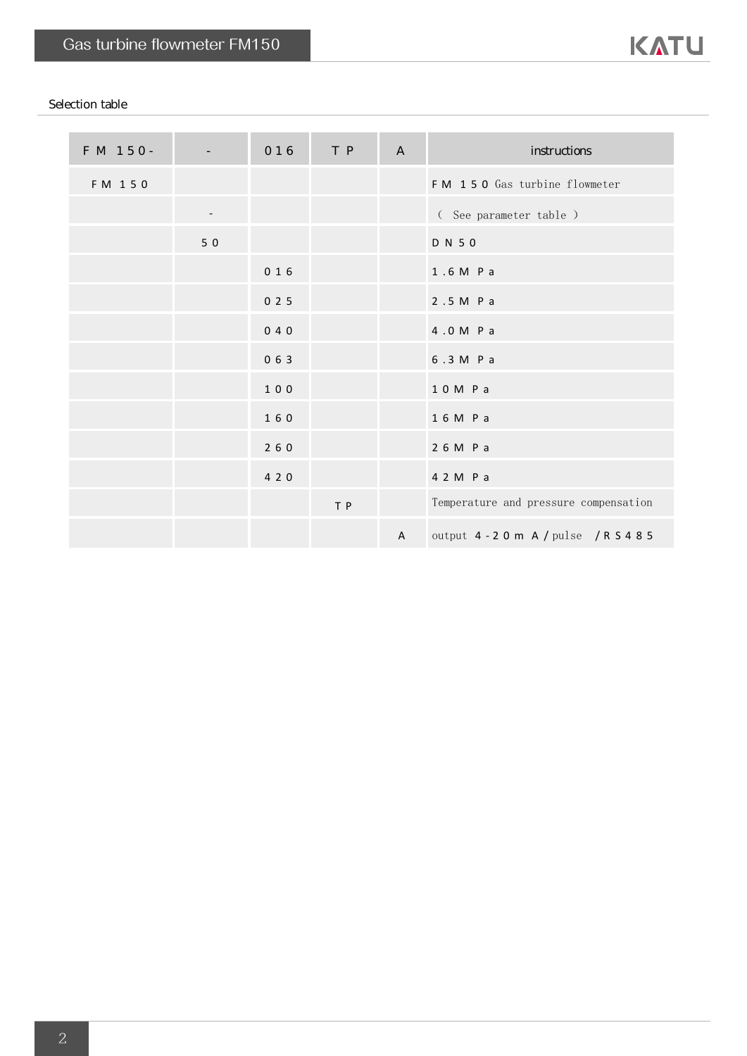Selection table

| FM 150- | - | 016 | TP | A | instructions |
|---|---|---|---|---|---|
| FM150 | | | | | FM 150 Gas turbine flowmeter |
| | - | | | | ( See parameter table ) |
| | 50 | | | | DN50 |
| | | 016 | | | 1.6MPa |
| | | 025 | | | 2.5MPa |
| | | 040 | | | 4.0MPa |
| | | 063 | | | 6.3MPa |
| | | 100 | | | 10MPa |
| | | 160 | | | 16MPa |
| | | 260 | | | 26MPa |
| | | 420 | | | 42MPa |
| | | | TP | | Temperature and pressure compensation |
| | | | | A | output 4-20mA/pulse /RS485 |